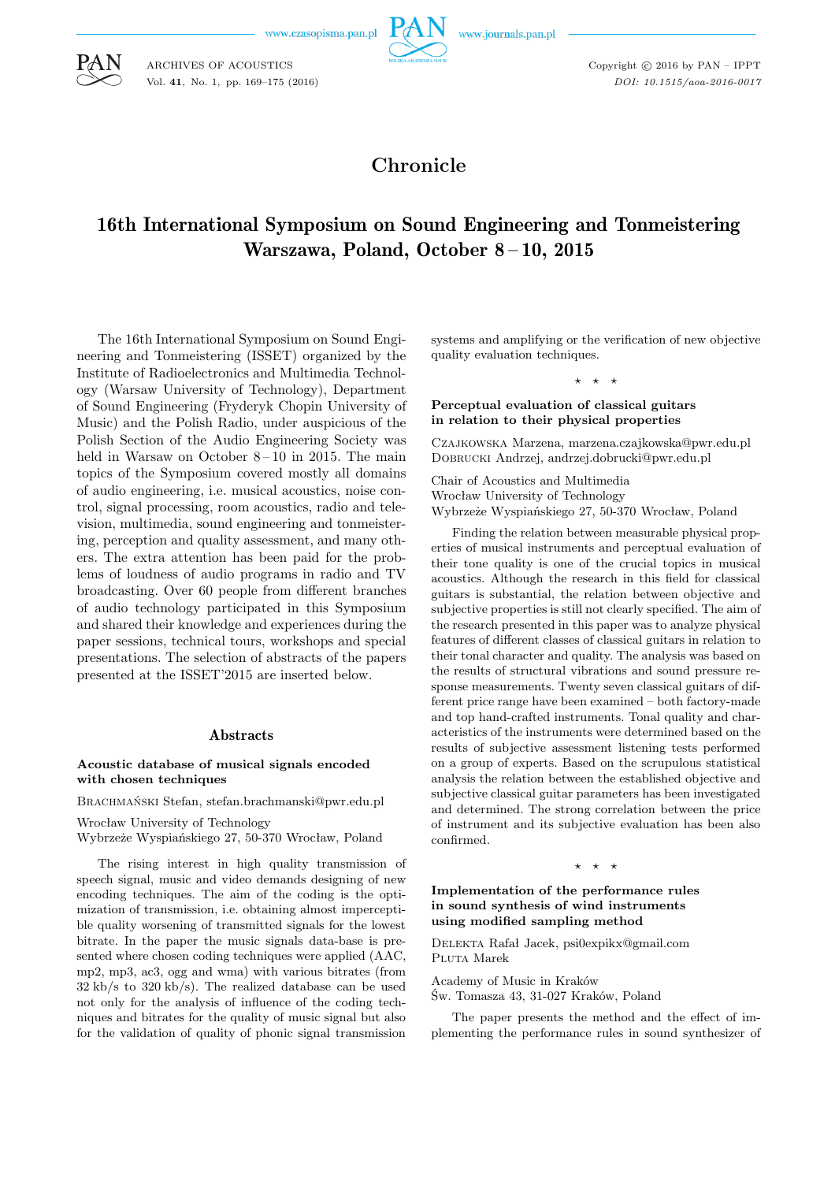# Chronicle

## 16th International Symposium on Sound Engineering and Tonmeistering Warszawa, Poland, October 8 – 10, 2015

The 16th International Symposium on Sound Engineering and Tonmeistering (ISSET) organized by the Institute of Radioelectronics and Multimedia Technology (Warsaw University of Technology), Department of Sound Engineering (Fryderyk Chopin University of Music) and the Polish Radio, under auspicious of the Polish Section of the Audio Engineering Society was held in Warsaw on October 8 – 10 in 2015. The main topics of the Symposium covered mostly all domains of audio engineering, i.e. musical acoustics, noise control, signal processing, room acoustics, radio and television, multimedia, sound engineering and tonmeistering, perception and quality assessment, and many others. The extra attention has been paid for the problems of loudness of audio programs in radio and TV broadcasting. Over 60 people from different branches of audio technology participated in this Symposium and shared their knowledge and experiences during the paper sessions, technical tours, workshops and special presentations. The selection of abstracts of the papers presented at the ISSET'2015 are inserted below.

### Abstracts

**Acoustic database of musical signals encoded with chosen techniques**

Brachmański Stefan, stefan.brachmanski@pwr.edu.pl

Wrocław University of Technology
Wybrzeże Wyspiańskiego 27, 50-370 Wrocław, Poland

The rising interest in high quality transmission of speech signal, music and video demands designing of new encoding techniques. The aim of the coding is the optimization of transmission, i.e. obtaining almost imperceptible quality worsening of transmitted signals for the lowest bitrate. In the paper the music signals data-base is presented where chosen coding techniques were applied (AAC, mp2, mp3, ac3, ogg and wma) with various bitrates (from 32 kb/s to 320 kb/s). The realized database can be used not only for the analysis of influence of the coding techniques and bitrates for the quality of music signal but also for the validation of quality of phonic signal transmission systems and amplifying or the verification of new objective quality evaluation techniques.

⋆ ⋆ ⋆

**Perceptual evaluation of classical guitars in relation to their physical properties**

Czajkowska Marzena, marzena.czajkowska@pwr.edu.pl
Dobrucki Andrzej, andrzej.dobrucki@pwr.edu.pl

Chair of Acoustics and Multimedia
Wrocław University of Technology
Wybrzeże Wyspiańskiego 27, 50-370 Wrocław, Poland

Finding the relation between measurable physical properties of musical instruments and perceptual evaluation of their tone quality is one of the crucial topics in musical acoustics. Although the research in this field for classical guitars is substantial, the relation between objective and subjective properties is still not clearly specified. The aim of the research presented in this paper was to analyze physical features of different classes of classical guitars in relation to their tonal character and quality. The analysis was based on the results of structural vibrations and sound pressure response measurements. Twenty seven classical guitars of different price range have been examined – both factory-made and top hand-crafted instruments. Tonal quality and characteristics of the instruments were determined based on the results of subjective assessment listening tests performed on a group of experts. Based on the scrupulous statistical analysis the relation between the established objective and subjective classical guitar parameters has been investigated and determined. The strong correlation between the price of instrument and its subjective evaluation has been also confirmed.

⋆ ⋆ ⋆

**Implementation of the performance rules in sound synthesis of wind instruments using modified sampling method**

Delekta Rafał Jacek, psi0expikx@gmail.com
Pluta Marek

Academy of Music in Kraków
Św. Tomasza 43, 31-027 Kraków, Poland

The paper presents the method and the effect of implementing the performance rules in sound synthesizer of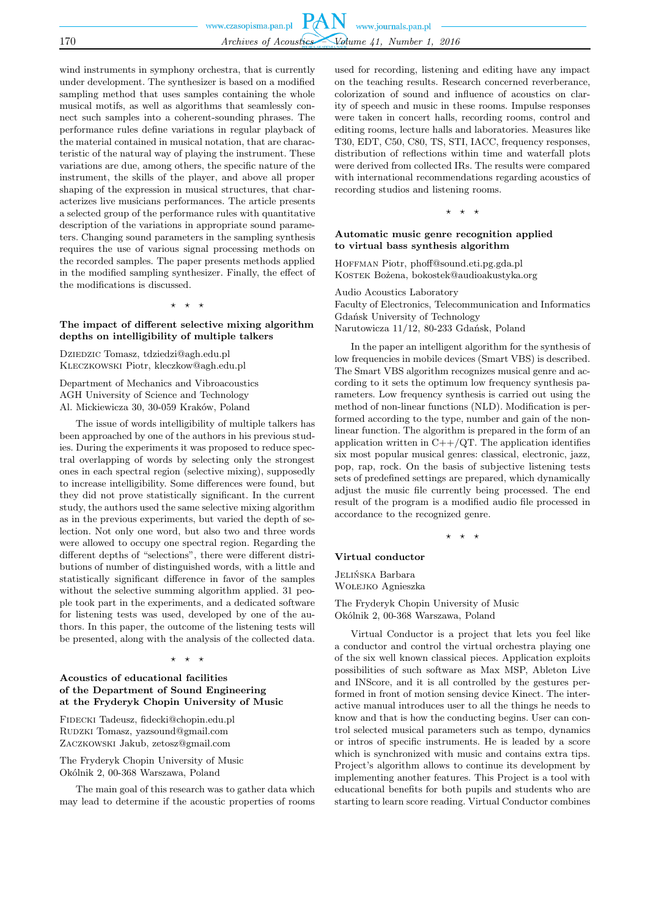wind instruments in symphony orchestra, that is currently under development. The synthesizer is based on a modified sampling method that uses samples containing the whole musical motifs, as well as algorithms that seamlessly connect such samples into a coherent-sounding phrases. The performance rules define variations in regular playback of the material contained in musical notation, that are characteristic of the natural way of playing the instrument. These variations are due, among others, the specific nature of the instrument, the skills of the player, and above all proper shaping of the expression in musical structures, that characterizes live musicians performances. The article presents a selected group of the performance rules with quantitative description of the variations in appropriate sound parameters. Changing sound parameters in the sampling synthesis requires the use of various signal processing methods on the recorded samples. The paper presents methods applied in the modified sampling synthesizer. Finally, the effect of the modifications is discussed.

⋆ ⋆ ⋆

### The impact of different selective mixing algorithm depths on intelligibility of multiple talkers

Dziedzic Tomasz, tdziedzi@agh.edu.pl
Kleczkowski Piotr, kleczkow@agh.edu.pl

Department of Mechanics and Vibroacoustics
AGH University of Science and Technology
Al. Mickiewicza 30, 30-059 Kraków, Poland

The issue of words intelligibility of multiple talkers has been approached by one of the authors in his previous studies. During the experiments it was proposed to reduce spectral overlapping of words by selecting only the strongest ones in each spectral region (selective mixing), supposedly to increase intelligibility. Some differences were found, but they did not prove statistically significant. In the current study, the authors used the same selective mixing algorithm as in the previous experiments, but varied the depth of selection. Not only one word, but also two and three words were allowed to occupy one spectral region. Regarding the different depths of "selections", there were different distributions of number of distinguished words, with a little and statistically significant difference in favor of the samples without the selective summing algorithm applied. 31 people took part in the experiments, and a dedicated software for listening tests was used, developed by one of the authors. In this paper, the outcome of the listening tests will be presented, along with the analysis of the collected data.

⋆ ⋆ ⋆

### Acoustics of educational facilities of the Department of Sound Engineering at the Fryderyk Chopin University of Music

Fidecki Tadeusz, fidecki@chopin.edu.pl
Rudzki Tomasz, yazsound@gmail.com
Zaczkowski Jakub, zetosz@gmail.com

The Fryderyk Chopin University of Music
Okólnik 2, 00-368 Warszawa, Poland

The main goal of this research was to gather data which may lead to determine if the acoustic properties of rooms used for recording, listening and editing have any impact on the teaching results. Research concerned reverberance, colorization of sound and influence of acoustics on clarity of speech and music in these rooms. Impulse responses were taken in concert halls, recording rooms, control and editing rooms, lecture halls and laboratories. Measures like T30, EDT, C50, C80, TS, STI, IACC, frequency responses, distribution of reflections within time and waterfall plots were derived from collected IRs. The results were compared with international recommendations regarding acoustics of recording studios and listening rooms.

⋆ ⋆ ⋆

### Automatic music genre recognition applied to virtual bass synthesis algorithm

Hoffman Piotr, phoff@sound.eti.pg.gda.pl
Kostek Bożena, bokostek@audioakustyka.org

Audio Acoustics Laboratory
Faculty of Electronics, Telecommunication and Informatics
Gdańsk University of Technology
Narutowicza 11/12, 80-233 Gdańsk, Poland

In the paper an intelligent algorithm for the synthesis of low frequencies in mobile devices (Smart VBS) is described. The Smart VBS algorithm recognizes musical genre and according to it sets the optimum low frequency synthesis parameters. Low frequency synthesis is carried out using the method of non-linear functions (NLD). Modification is performed according to the type, number and gain of the nonlinear function. The algorithm is prepared in the form of an application written in C++/QT. The application identifies six most popular musical genres: classical, electronic, jazz, pop, rap, rock. On the basis of subjective listening tests sets of predefined settings are prepared, which dynamically adjust the music file currently being processed. The end result of the program is a modified audio file processed in accordance to the recognized genre.

⋆ ⋆ ⋆

### Virtual conductor

Jelińska Barbara
Wołejko Agnieszka

The Fryderyk Chopin University of Music
Okólnik 2, 00-368 Warszawa, Poland

Virtual Conductor is a project that lets you feel like a conductor and control the virtual orchestra playing one of the six well known classical pieces. Application exploits possibilities of such software as Max MSP, Ableton Live and INScore, and it is all controlled by the gestures performed in front of motion sensing device Kinect. The interactive manual introduces user to all the things he needs to know and that is how the conducting begins. User can control selected musical parameters such as tempo, dynamics or intros of specific instruments. He is leaded by a score which is synchronized with music and contains extra tips. Project's algorithm allows to continue its development by implementing another features. This Project is a tool with educational benefits for both pupils and students who are starting to learn score reading. Virtual Conductor combines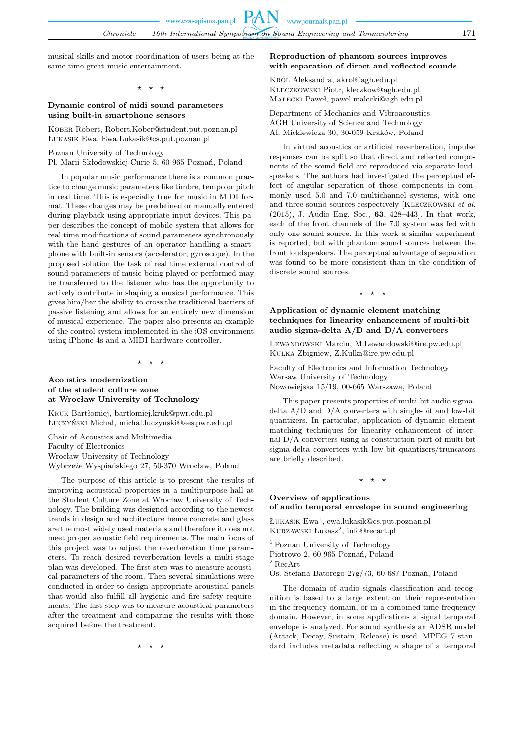musical skills and motor coordination of users being at the same time great music entertainment.

⋆ ⋆ ⋆

### Dynamic control of midi sound parameters using built-in smartphone sensors

Kober Robert, Robert.Kober@student.put.poznan.pl
Łukasik Ewa, Ewa.Lukasik@cs.put.poznan.pl

Poznan University of Technology
Pl. Marii Skłodowskiej-Curie 5, 60-965 Poznań, Poland

In popular music performance there is a common practice to change music parameters like timbre, tempo or pitch in real time. This is especially true for music in MIDI format. These changes may be predefined or manually entered during playback using appropriate input devices. This paper describes the concept of mobile system that allows for real time modifications of sound parameters synchronously with the hand gestures of an operator handling a smartphone with built-in sensors (accelerator, gyroscope). In the proposed solution the task of real time external control of sound parameters of music being played or performed may be transferred to the listener who has the opportunity to actively contribute in shaping a musical performance. This gives him/her the ability to cross the traditional barriers of passive listening and allows for an entirely new dimension of musical experience. The paper also presents an example of the control system implemented in the iOS environment using iPhone 4s and a MIDI hardware controller.

⋆ ⋆ ⋆

### Acoustics modernization of the student culture zone at Wrocław University of Technology

Kruk Bartłomiej, bartlomiej.kruk@pwr.edu.pl
Łuczyński Michał, michal.luczynski@aes.pwr.edu.pl

Chair of Acoustics and Multimedia
Faculty of Electronics
Wrocław University of Technology
Wybrzeże Wyspiańskiego 27, 50-370 Wrocław, Poland

The purpose of this article is to present the results of improving acoustical properties in a multipurpose hall at the Student Culture Zone at Wrocław University of Technology. The building was designed according to the newest trends in design and architecture hence concrete and glass are the most widely used materials and therefore it does not meet proper acoustic field requirements. The main focus of this project was to adjust the reverberation time parameters. To reach desired reverberation levels a multi-stage plan was developed. The first step was to measure acoustical parameters of the room. Then several simulations were conducted in order to design appropriate acoustical panels that would also fulfill all hygienic and fire safety requirements. The last step was to measure acoustical parameters after the treatment and comparing the results with those acquired before the treatment.

⋆ ⋆ ⋆

### Reproduction of phantom sources improves with separation of direct and reflected sounds

Król Aleksandra, akrol@agh.edu.pl
Kleczkowski Piotr, kleczkow@agh.edu.pl
Małecki Paweł, pawel.malecki@agh.edu.pl

Department of Mechanics and Vibroacoustics
AGH University of Science and Technology
Al. Mickiewicza 30, 30-059 Kraków, Poland

In virtual acoustics or artificial reverberation, impulse responses can be split so that direct and reflected components of the sound field are reproduced via separate loudspeakers. The authors had investigated the perceptual effect of angular separation of those components in commonly used 5.0 and 7.0 multichannel systems, with one and three sound sources respectively [Kleczkowski *et al.* (2015), J. Audio Eng. Soc., **63**, 428–443]. In that work, each of the front channels of the 7.0 system was fed with only one sound source. In this work a similar experiment is reported, but with phantom sound sources between the front loudspeakers. The perceptual advantage of separation was found to be more consistent than in the condition of discrete sound sources.

⋆ ⋆ ⋆

### Application of dynamic element matching techniques for linearity enhancement of multi-bit audio sigma-delta A/D and D/A converters

Lewandowski Marcin, M.Lewandowski@ire.pw.edu.pl
Kulka Zbigniew, Z.Kulka@ire.pw.edu.pl

Faculty of Electronics and Information Technology
Warsaw University of Technology
Nowowiejska 15/19, 00-665 Warszawa, Poland

This paper presents properties of multi-bit audio sigma-delta A/D and D/A converters with single-bit and low-bit quantizers. In particular, application of dynamic element matching techniques for linearity enhancement of internal D/A converters using as construction part of multi-bit sigma-delta converters with low-bit quantizers/truncators are briefly described.

⋆ ⋆ ⋆

### Overview of applications of audio temporal envelope in sound engineering

Łukasik Ewa[1], ewa.lukasik@cs.put.poznan.pl
Kurzawski Łukasz[2], info@recart.pl

[1] Poznan University of Technology
Piotrowo 2, 60-965 Poznań, Poland
[2] RecArt
Os. Stefana Batorego 27g/73, 60-687 Poznań, Poland

The domain of audio signals classification and recognition is based to a large extent on their representation in the frequency domain, or in a combined time-frequency domain. However, in some applications a signal temporal envelope is analyzed. For sound synthesis an ADSR model (Attack, Decay, Sustain, Release) is used. MPEG 7 standard includes metadata reflecting a shape of a temporal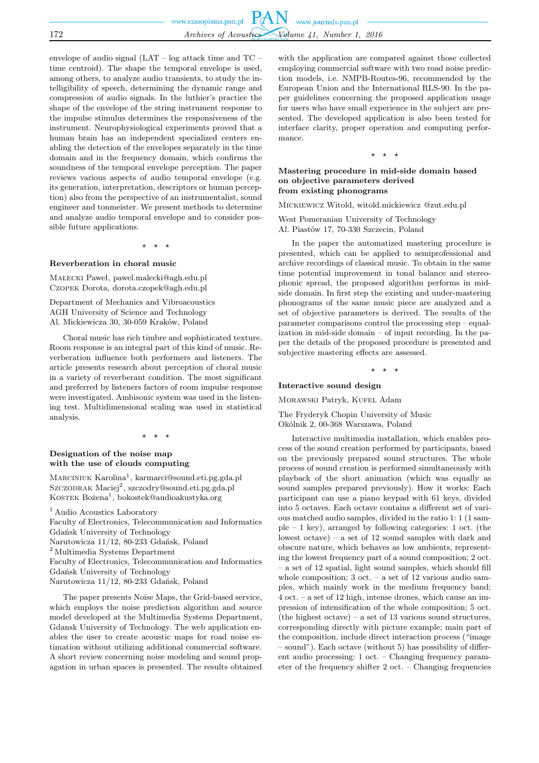envelope of audio signal (LAT – log attack time and TC – time centroid). The shape the temporal envelope is used, among others, to analyze audio transients, to study the intelligibility of speech, determining the dynamic range and compression of audio signals. In the luthier's practice the shape of the envelope of the string instrument response to the impulse stimulus determines the responsiveness of the instrument. Neurophysiological experiments proved that a human brain has an independent specialized centers enabling the detection of the envelopes separately in the time domain and in the frequency domain, which confirms the soundness of the temporal envelope perception. The paper reviews various aspects of audio temporal envelope (e.g. its generation, interpretation, descriptors or human perception) also from the perspective of an instrumentalist, sound engineer and tonmeister. We present methods to determine and analyze audio temporal envelope and to consider possible future applications.

⋆ ⋆ ⋆

### Reverberation in choral music

Małecki Paweł, pawel.malecki@agh.edu.pl
Czopek Dorota, dorota.czopek@agh.edu.pl

Department of Mechanics and Vibroacoustics
AGH University of Science and Technology
Al. Mickiewicza 30, 30-059 Kraków, Poland

Choral music has rich timbre and sophisticated texture. Room response is an integral part of this kind of music. Reverberation influence both performers and listeners. The article presents research about perception of choral music in a variety of reverberant condition. The most significant and preferred by listeners factors of room impulse response were investigated. Ambisonic system was used in the listening test. Multidimensional scaling was used in statistical analysis.

⋆ ⋆ ⋆

### Designation of the noise map with the use of clouds computing

Marciniuk Karolina[1], karmarci@sound.eti.pg.gda.pl
Szczodrak Maciej[2], szczodry@sound.eti.pg.gda.pl
Kostek Bożena[1], bokostek@audioakustyka.org

[1] Audio Acoustics Laboratory
Faculty of Electronics, Telecommunication and Informatics
Gdańsk University of Technology
Narutowicza 11/12, 80-233 Gdańsk, Poland
[2] Multimedia Systems Department
Faculty of Electronics, Telecommunication and Informatics
Gdańsk University of Technology
Narutowicza 11/12, 80-233 Gdańsk, Poland

The paper presents Noise Maps, the Grid-based service, which employs the noise prediction algorithm and source model developed at the Multimedia Systems Department, Gdansk University of Technology. The web application enables the user to create acoustic maps for road noise estimation without utilizing additional commercial software. A short review concerning noise modeling and sound propagation in urban spaces is presented. The results obtained with the application are compared against those collected employing commercial software with two road noise prediction models, i.e. NMPB-Routes-96, recommended by the European Union and the International RLS-90. In the paper guidelines concerning the proposed application usage for users who have small experience in the subject are presented. The developed application is also been tested for interface clarity, proper operation and computing performance.

⋆ ⋆ ⋆

### Mastering procedure in mid-side domain based on objective parameters derived from existing phonograms

Mickiewicz Witold, witold.mickiewicz @zut.edu.pl

West Pomeranian University of Technology
Al. Piastów 17, 70-330 Szczecin, Poland

In the paper the automatized mastering procedure is presented, which can be applied to semiprofessional and archive recordings of classical music. To obtain in the same time potential improvement in tonal balance and stereophonic spread, the proposed algorithm performs in mid-side domain. In first step the existing and under-mastering phonograms of the same music piece are analyzed and a set of objective parameters is derived. The results of the parameter comparisons control the processing step – equalization in mid-side domain – of input recording. In the paper the details of the proposed procedure is presented and subjective mastering effects are assessed.

⋆ ⋆ ⋆

### Interactive sound design

Morawski Patryk, Kufel Adam

The Fryderyk Chopin University of Music
Okólnik 2, 00-368 Warszawa, Poland

Interactive multimedia installation, which enables process of the sound creation performed by participants, based on the previously prepared sound structures. The whole process of sound creation is performed simultaneously with playback of the short animation (which was equally as sound samples prepared previously). How it works: Each participant can use a piano keypad with 61 keys, divided into 5 octaves. Each octave contains a different set of various matched audio samples, divided in the ratio 1: 1 (1 sample – 1 key), arranged by following categories: 1 oct. (the lowest octave) – a set of 12 sound samples with dark and obscure nature, which behaves as low ambients, representing the lowest frequency part of a sound composition; 2 oct. – a set of 12 spatial, light sound samples, which should fill whole composition; 3 oct. – a set of 12 various audio samples, which mainly work in the medium frequency band; 4 oct. – a set of 12 high, intense drones, which cause an impression of intensification of the whole composition; 5 oct. (the highest octave) – a set of 13 various sound structures, corresponding directly with picture example; main part of the composition, include direct interaction process ("image – sound"). Each octave (without 5) has possibility of different audio processing: 1 oct. – Changing frequency parameter of the frequency shifter 2 oct. – Changing frequencies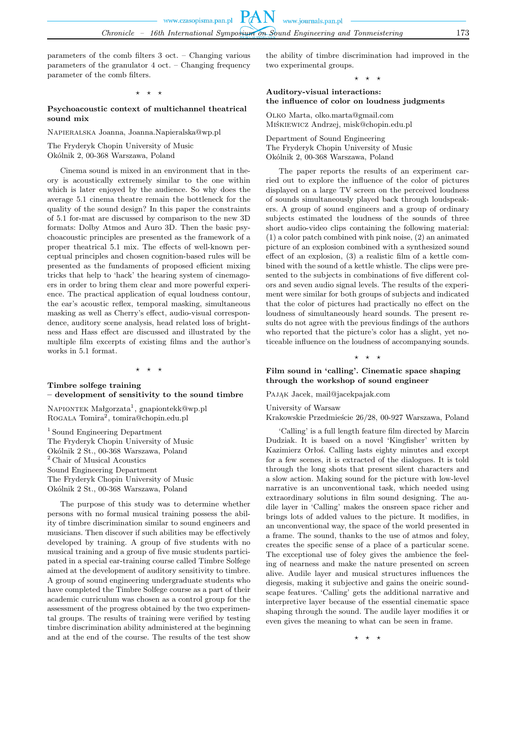parameters of the comb filters 3 oct. – Changing various parameters of the granulator 4 oct. – Changing frequency parameter of the comb filters.

⋆ ⋆ ⋆

**Psychoacoustic context of multichannel theatrical sound mix**

Napieralska Joanna, Joanna.Napieralska@wp.pl

The Fryderyk Chopin University of Music
Okólnik 2, 00-368 Warszawa, Poland

Cinema sound is mixed in an environment that in theory is acoustically extremely similar to the one within which is later enjoyed by the audience. So why does the average 5.1 cinema theatre remain the bottleneck for the quality of the sound design? In this paper the constraints of 5.1 for-mat are discussed by comparison to the new 3D formats: Dolby Atmos and Auro 3D. Then the basic psychoacoustic principles are presented as the framework of a proper theatrical 5.1 mix. The effects of well-known perceptual principles and chosen cognition-based rules will be presented as the fundaments of proposed efficient mixing tricks that help to 'hack' the hearing system of cinemagoers in order to bring them clear and more powerful experience. The practical application of equal loudness contour, the ear's acoustic reflex, temporal masking, simultaneous masking as well as Cherry's effect, audio-visual correspondence, auditory scene analysis, head related loss of brightness and Hass effect are discussed and illustrated by the multiple film excerpts of existing films and the author's works in 5.1 format.

⋆ ⋆ ⋆

**Timbre solfege training – development of sensitivity to the sound timbre**

Napiontek Małgorzata[1], gnapiontekk@wp.pl
Rogala Tomira[2], tomira@chopin.edu.pl

[1] Sound Engineering Department
The Fryderyk Chopin University of Music
Okólnik 2 St., 00-368 Warszawa, Poland
[2] Chair of Musical Acoustics
Sound Engineering Department
The Fryderyk Chopin University of Music
Okólnik 2 St., 00-368 Warszawa, Poland

The purpose of this study was to determine whether persons with no formal musical training possess the ability of timbre discrimination similar to sound engineers and musicians. Then discover if such abilities may be effectively developed by training. A group of five students with no musical training and a group of five music students participated in a special ear-training course called Timbre Solfege aimed at the development of auditory sensitivity to timbre. A group of sound engineering undergraduate students who have completed the Timbre Solfege course as a part of their academic curriculum was chosen as a control group for the assessment of the progress obtained by the two experimental groups. The results of training were verified by testing timbre discrimination ability administered at the beginning and at the end of the course. The results of the test show the ability of timbre discrimination had improved in the two experimental groups.

⋆ ⋆ ⋆

**Auditory-visual interactions: the influence of color on loudness judgments**

Olko Marta, olko.marta@gmail.com
Miśkiewicz Andrzej, misk@chopin.edu.pl

Department of Sound Engineering
The Fryderyk Chopin University of Music
Okólnik 2, 00-368 Warszawa, Poland

The paper reports the results of an experiment carried out to explore the influence of the color of pictures displayed on a large TV screen on the perceived loudness of sounds simultaneously played back through loudspeakers. A group of sound engineers and a group of ordinary subjects estimated the loudness of the sounds of three short audio-video clips containing the following material: (1) a color patch combined with pink noise, (2) an animated picture of an explosion combined with a synthesized sound effect of an explosion, (3) a realistic film of a kettle combined with the sound of a kettle whistle. The clips were presented to the subjects in combinations of five different colors and seven audio signal levels. The results of the experiment were similar for both groups of subjects and indicated that the color of pictures had practically no effect on the loudness of simultaneously heard sounds. The present results do not agree with the previous findings of the authors who reported that the picture's color has a slight, yet noticeable influence on the loudness of accompanying sounds.

⋆ ⋆ ⋆

**Film sound in 'calling'. Cinematic space shaping through the workshop of sound engineer**

Pająk Jacek, mail@jacekpajak.com

University of Warsaw
Krakowskie Przedmieście 26/28, 00-927 Warszawa, Poland

'Calling' is a full length feature film directed by Marcin Dudziak. It is based on a novel 'Kingfisher' written by Kazimierz Orłoś. Calling lasts eighty minutes and except for a few scenes, it is extracted of the dialogues. It is told through the long shots that present silent characters and a slow action. Making sound for the picture with low-level narrative is an unconventional task, which needed using extraordinary solutions in film sound designing. The audile layer in 'Calling' makes the onsreen space richer and brings lots of added values to the picture. It modifies, in an unconventional way, the space of the world presented in a frame. The sound, thanks to the use of atmos and foley, creates the specific sense of a place of a particular scene. The exceptional use of foley gives the ambience the feeling of nearness and make the nature presented on screen alive. Audile layer and musical structures influences the diegesis, making it subjective and gains the oneiric soundscape features. 'Calling' gets the additional narrative and interpretive layer because of the essential cinematic space shaping through the sound. The audile layer modifies it or even gives the meaning to what can be seen in frame.

⋆ ⋆ ⋆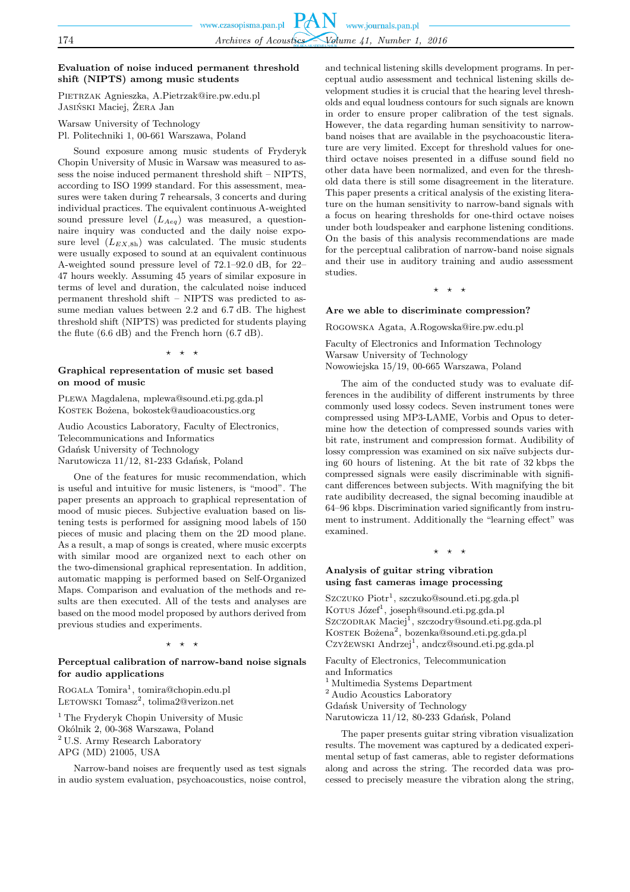### Evaluation of noise induced permanent threshold shift (NIPTS) among music students

Pietrzak Agnieszka, A.Pietrzak@ire.pw.edu.pl
Jasiński Maciej, Żera Jan

Warsaw University of Technology
Pl. Politechniki 1, 00-661 Warszawa, Poland

Sound exposure among music students of Fryderyk Chopin University of Music in Warsaw was measured to assess the noise induced permanent threshold shift – NIPTS, according to ISO 1999 standard. For this assessment, measures were taken during 7 rehearsals, 3 concerts and during individual practices. The equivalent continuous A-weighted sound pressure level ($L_{Aeq}$) was measured, a questionnaire inquiry was conducted and the daily noise exposure level ($L_{EX,8h}$) was calculated. The music students were usually exposed to sound at an equivalent continuous A-weighted sound pressure level of 72.1–92.0 dB, for 22–47 hours weekly. Assuming 45 years of similar exposure in terms of level and duration, the calculated noise induced permanent threshold shift – NIPTS was predicted to assume median values between 2.2 and 6.7 dB. The highest threshold shift (NIPTS) was predicted for students playing the flute (6.6 dB) and the French horn (6.7 dB).

⋆ ⋆ ⋆

### Graphical representation of music set based on mood of music

Plewa Magdalena, mplewa@sound.eti.pg.gda.pl
Kostek Bożena, bokostek@audioacoustics.org

Audio Acoustics Laboratory, Faculty of Electronics, Telecommunications and Informatics
Gdańsk University of Technology
Narutowicza 11/12, 81-233 Gdańsk, Poland

One of the features for music recommendation, which is useful and intuitive for music listeners, is "mood". The paper presents an approach to graphical representation of mood of music pieces. Subjective evaluation based on listening tests is performed for assigning mood labels of 150 pieces of music and placing them on the 2D mood plane. As a result, a map of songs is created, where music excerpts with similar mood are organized next to each other on the two-dimensional graphical representation. In addition, automatic mapping is performed based on Self-Organized Maps. Comparison and evaluation of the methods and results are then executed. All of the tests and analyses are based on the mood model proposed by authors derived from previous studies and experiments.

⋆ ⋆ ⋆

### Perceptual calibration of narrow-band noise signals for audio applications

Rogala Tomira[1], tomira@chopin.edu.pl
Letowski Tomasz[2], tolima2@verizon.net

[1] The Fryderyk Chopin University of Music
Okólnik 2, 00-368 Warszawa, Poland
[2] U.S. Army Research Laboratory
APG (MD) 21005, USA

Narrow-band noises are frequently used as test signals in audio system evaluation, psychoacoustics, noise control, and technical listening skills development programs. In perceptual audio assessment and technical listening skills development studies it is crucial that the hearing level thresholds and equal loudness contours for such signals are known in order to ensure proper calibration of the test signals. However, the data regarding human sensitivity to narrow-band noises that are available in the psychoacoustic literature are very limited. Except for threshold values for one-third octave noises presented in a diffuse sound field no other data have been normalized, and even for the threshold data there is still some disagreement in the literature. This paper presents a critical analysis of the existing literature on the human sensitivity to narrow-band signals with a focus on hearing thresholds for one-third octave noises under both loudspeaker and earphone listening conditions. On the basis of this analysis recommendations are made for the perceptual calibration of narrow-band noise signals and their use in auditory training and audio assessment studies.

⋆ ⋆ ⋆

### Are we able to discriminate compression?

Rogowska Agata, A.Rogowska@ire.pw.edu.pl

Faculty of Electronics and Information Technology
Warsaw University of Technology
Nowowiejska 15/19, 00-665 Warszawa, Poland

The aim of the conducted study was to evaluate differences in the audibility of different instruments by three commonly used lossy codecs. Seven instrument tones were compressed using MP3-LAME, Vorbis and Opus to determine how the detection of compressed sounds varies with bit rate, instrument and compression format. Audibility of lossy compression was examined on six naïve subjects during 60 hours of listening. At the bit rate of 32 kbps the compressed signals were easily discriminable with significant differences between subjects. With magnifying the bit rate audibility decreased, the signal becoming inaudible at 64–96 kbps. Discrimination varied significantly from instrument to instrument. Additionally the "learning effect" was examined.

⋆ ⋆ ⋆

### Analysis of guitar string vibration using fast cameras image processing

Szczuko Piotr[1], szczuko@sound.eti.pg.gda.pl
Kotus Józef[1], joseph@sound.eti.pg.gda.pl
Szczodrak Maciej[1], szczodry@sound.eti.pg.gda.pl
Kostek Bożena[2], bozenka@sound.eti.pg.gda.pl
Czyżewski Andrzej[1], andcz@sound.eti.pg.gda.pl

Faculty of Electronics, Telecommunication and Informatics
[1] Multimedia Systems Department
[2] Audio Acoustics Laboratory
Gdańsk University of Technology
Narutowicza 11/12, 80-233 Gdańsk, Poland

The paper presents guitar string vibration visualization results. The movement was captured by a dedicated experimental setup of fast cameras, able to register deformations along and across the string. The recorded data was processed to precisely measure the vibration along the string,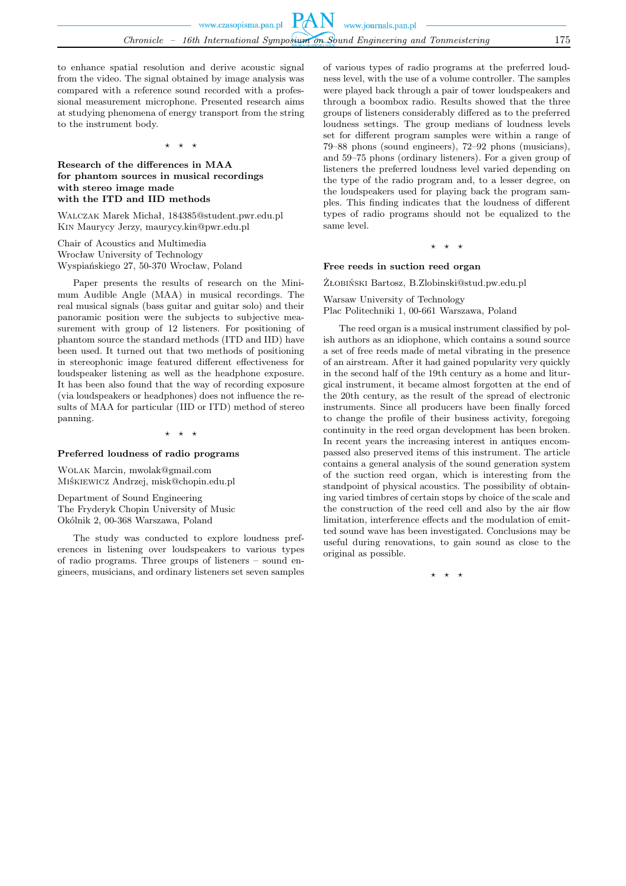to enhance spatial resolution and derive acoustic signal from the video. The signal obtained by image analysis was compared with a reference sound recorded with a professional measurement microphone. Presented research aims at studying phenomena of energy transport from the string to the instrument body.

⋆ ⋆ ⋆

### Research of the differences in MAA for phantom sources in musical recordings with stereo image made with the ITD and IID methods

Walczak Marek Michał, 184385@student.pwr.edu.pl
Kin Maurycy Jerzy, maurycy.kin@pwr.edu.pl

Chair of Acoustics and Multimedia
Wrocław University of Technology
Wyspiańskiego 27, 50-370 Wrocław, Poland

Paper presents the results of research on the Minimum Audible Angle (MAA) in musical recordings. The real musical signals (bass guitar and guitar solo) and their panoramic position were the subjects to subjective measurement with group of 12 listeners. For positioning of phantom source the standard methods (ITD and IID) have been used. It turned out that two methods of positioning in stereophonic image featured different effectiveness for loudspeaker listening as well as the headphone exposure. It has been also found that the way of recording exposure (via loudspeakers or headphones) does not influence the results of MAA for particular (IID or ITD) method of stereo panning.

⋆ ⋆ ⋆

### Preferred loudness of radio programs

Wolak Marcin, mwolak@gmail.com
Miśkiewicz Andrzej, misk@chopin.edu.pl

Department of Sound Engineering
The Fryderyk Chopin University of Music
Okólnik 2, 00-368 Warszawa, Poland

The study was conducted to explore loudness preferences in listening over loudspeakers to various types of radio programs. Three groups of listeners – sound engineers, musicians, and ordinary listeners set seven samples of various types of radio programs at the preferred loudness level, with the use of a volume controller. The samples were played back through a pair of tower loudspeakers and through a boombox radio. Results showed that the three groups of listeners considerably differed as to the preferred loudness settings. The group medians of loudness levels set for different program samples were within a range of 79–88 phons (sound engineers), 72–92 phons (musicians), and 59–75 phons (ordinary listeners). For a given group of listeners the preferred loudness level varied depending on the type of the radio program and, to a lesser degree, on the loudspeakers used for playing back the program samples. This finding indicates that the loudness of different types of radio programs should not be equalized to the same level.

⋆ ⋆ ⋆

### Free reeds in suction reed organ

Żłobiński Bartosz, B.Zlobinski@stud.pw.edu.pl

Warsaw University of Technology
Plac Politechniki 1, 00-661 Warszawa, Poland

The reed organ is a musical instrument classified by polish authors as an idiophone, which contains a sound source a set of free reeds made of metal vibrating in the presence of an airstream. After it had gained popularity very quickly in the second half of the 19th century as a home and liturgical instrument, it became almost forgotten at the end of the 20th century, as the result of the spread of electronic instruments. Since all producers have been finally forced to change the profile of their business activity, foregoing continuity in the reed organ development has been broken. In recent years the increasing interest in antiques encompassed also preserved items of this instrument. The article contains a general analysis of the sound generation system of the suction reed organ, which is interesting from the standpoint of physical acoustics. The possibility of obtaining varied timbres of certain stops by choice of the scale and the construction of the reed cell and also by the air flow limitation, interference effects and the modulation of emitted sound wave has been investigated. Conclusions may be useful during renovations, to gain sound as close to the original as possible.

⋆ ⋆ ⋆